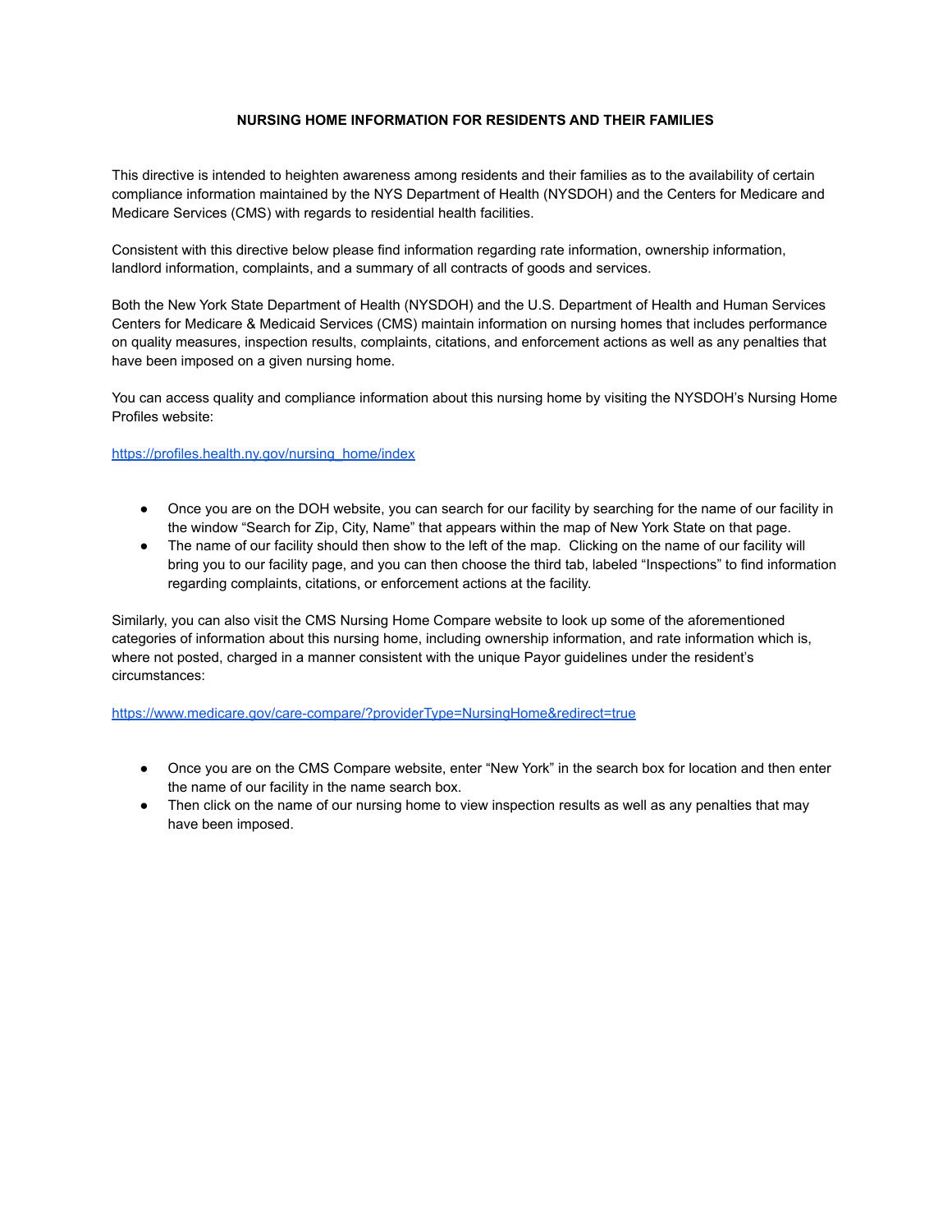**NURSING HOME INFORMATION FOR RESIDENTS AND THEIR FAMILIES**

This directive is intended to heighten awareness among residents and their families as to the availability of certain compliance information maintained by the NYS Department of Health (NYSDOH) and the Centers for Medicare and Medicare Services (CMS) with regards to residential health facilities.

Consistent with this directive below please find information regarding rate information, ownership information, landlord information, complaints, and a summary of all contracts of goods and services.

Both the New York State Department of Health (NYSDOH) and the U.S. Department of Health and Human Services Centers for Medicare & Medicaid Services (CMS) maintain information on nursing homes that includes performance on quality measures, inspection results, complaints, citations, and enforcement actions as well as any penalties that have been imposed on a given nursing home.

You can access quality and compliance information about this nursing home by visiting the NYSDOH's Nursing Home Profiles website:

https://profiles.health.ny.gov/nursing_home/index

- Once you are on the DOH website, you can search for our facility by searching for the name of our facility in the window "Search for Zip, City, Name" that appears within the map of New York State on that page.
- The name of our facility should then show to the left of the map. Clicking on the name of our facility will bring you to our facility page, and you can then choose the third tab, labeled "Inspections" to find information regarding complaints, citations, or enforcement actions at the facility.

Similarly, you can also visit the CMS Nursing Home Compare website to look up some of the aforementioned categories of information about this nursing home, including ownership information, and rate information which is, where not posted, charged in a manner consistent with the unique Payor guidelines under the resident's circumstances:

https://www.medicare.gov/care-compare/?providerType=NursingHome&redirect=true

- Once you are on the CMS Compare website, enter "New York" in the search box for location and then enter the name of our facility in the name search box.
- Then click on the name of our nursing home to view inspection results as well as any penalties that may have been imposed.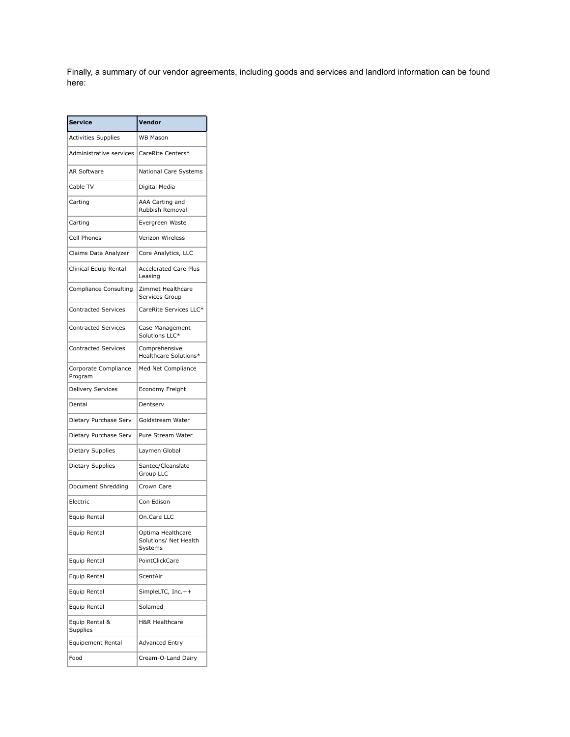Finally, a summary of our vendor agreements, including goods and services and landlord information can be found here:

| Service | Vendor |
| --- | --- |
| Activities Supplies | WB Mason |
| Administrative services | CareRite Centers* |
| AR Software | National Care Systems |
| Cable TV | Digital Media |
| Carting | AAA Carting and Rubbish Removal |
| Carting | Evergreen Waste |
| Cell Phones | Verizon Wireless |
| Claims Data Analyzer | Core Analytics, LLC |
| Clinical Equip Rental | Accelerated Care Plus Leasing |
| Compliance Consulting | Zimmet Healthcare Services Group |
| Contracted Services | CareRite Services LLC* |
| Contracted Services | Case Management Solutions LLC* |
| Contracted Services | Comprehensive Healthcare Solutions* |
| Corporate Compliance Program | Med Net Compliance |
| Delivery Services | Economy Freight |
| Dental | Dentserv |
| Dietary Purchase Serv | Goldstream Water |
| Dietary Purchase Serv | Pure Stream Water |
| Dietary Supplies | Laymen Global |
| Dietary Supplies | Santec/Cleanslate Group LLC |
| Document Shredding | Crown Care |
| Electric | Con Edison |
| Equip Rental | On.Care LLC |
| Equip Rental | Optima Healthcare Solutions/ Net Health Systems |
| Equip Rental | PointClickCare |
| Equip Rental | ScentAir |
| Equip Rental | SimpleLTC, Inc.++ |
| Equip Rental | Solamed |
| Equip Rental & Supplies | H&R Healthcare |
| Equipement Rental | Advanced Entry |
| Food | Cream-O-Land Dairy |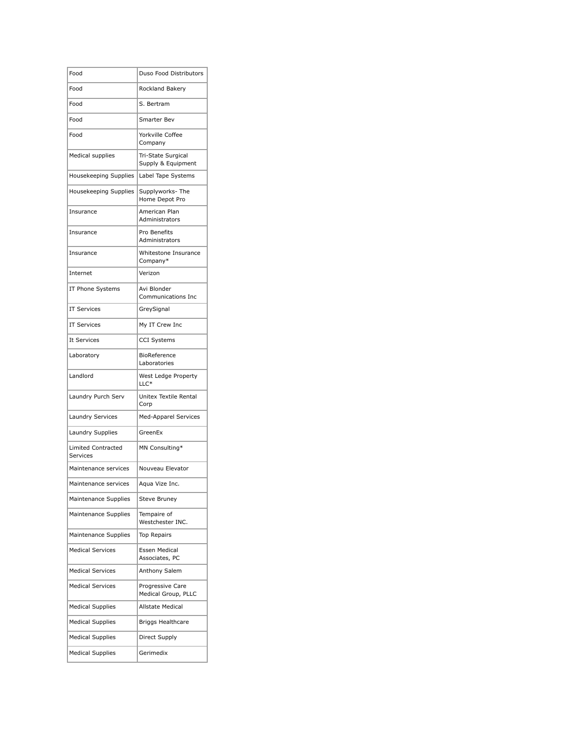| Food | Duso Food Distributors |
|---|---|
| Food | Rockland Bakery |
| Food | S. Bertram |
| Food | Smarter Bev |
| Food | Yorkville Coffee Company |
| Medical supplies | Tri-State Surgical Supply & Equipment |
| Housekeeping Supplies | Label Tape Systems |
| Housekeeping Supplies | Supplyworks- The Home Depot Pro |
| Insurance | American Plan Administrators |
| Insurance | Pro Benefits Administrators |
| Insurance | Whitestone Insurance Company* |
| Internet | Verizon |
| IT Phone Systems | Avi Blonder Communications Inc |
| IT Services | GreySignal |
| IT Services | My IT Crew Inc |
| It Services | CCI Systems |
| Laboratory | BioReference Laboratories |
| Landlord | West Ledge Property LLC* |
| Laundry Purch Serv | Unitex Textile Rental Corp |
| Laundry Services | Med-Apparel Services |
| Laundry Supplies | GreenEx |
| Limited Contracted Services | MN Consulting* |
| Maintenance services | Nouveau Elevator |
| Maintenance services | Aqua Vize Inc. |
| Maintenance Supplies | Steve Bruney |
| Maintenance Supplies | Tempaire of Westchester INC. |
| Maintenance Supplies | Top Repairs |
| Medical Services | Essen Medical Associates, PC |
| Medical Services | Anthony Salem |
| Medical Services | Progressive Care Medical Group, PLLC |
| Medical Supplies | Allstate Medical |
| Medical Supplies | Briggs Healthcare |
| Medical Supplies | Direct Supply |
| Medical Supplies | Gerimedix |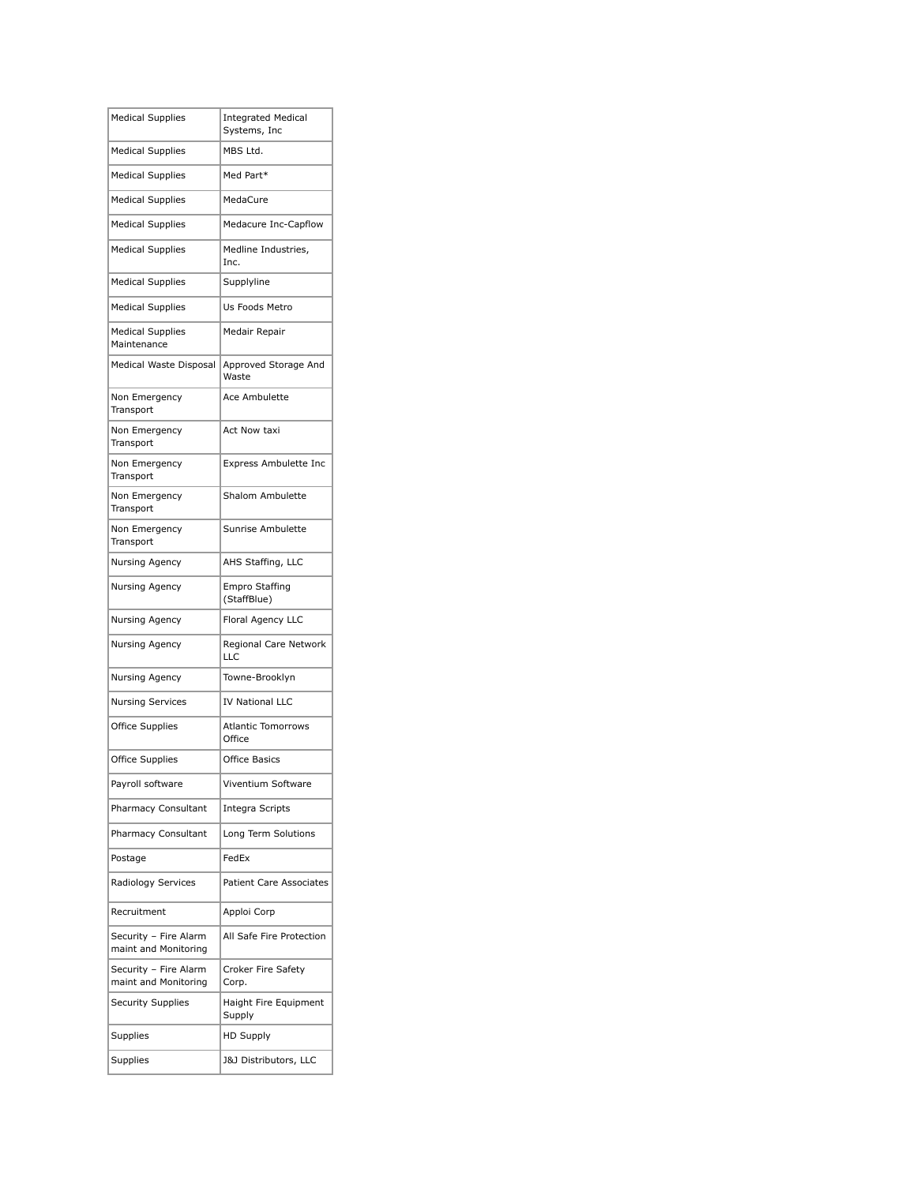| Medical Supplies | Integrated Medical Systems, Inc |
|---|---|
| Medical Supplies | MBS Ltd. |
| Medical Supplies | Med Part* |
| Medical Supplies | MedaCure |
| Medical Supplies | Medacure Inc-Capflow |
| Medical Supplies | Medline Industries, Inc. |
| Medical Supplies | Supplyline |
| Medical Supplies | Us Foods Metro |
| Medical Supplies Maintenance | Medair Repair |
| Medical Waste Disposal | Approved Storage And Waste |
| Non Emergency Transport | Ace Ambulette |
| Non Emergency Transport | Act Now taxi |
| Non Emergency Transport | Express Ambulette Inc |
| Non Emergency Transport | Shalom Ambulette |
| Non Emergency Transport | Sunrise Ambulette |
| Nursing Agency | AHS Staffing, LLC |
| Nursing Agency | Empro Staffing (StaffBlue) |
| Nursing Agency | Floral Agency LLC |
| Nursing Agency | Regional Care Network LLC |
| Nursing Agency | Towne-Brooklyn |
| Nursing Services | IV National LLC |
| Office Supplies | Atlantic Tomorrows Office |
| Office Supplies | Office Basics |
| Payroll software | Viventium Software |
| Pharmacy Consultant | Integra Scripts |
| Pharmacy Consultant | Long Term Solutions |
| Postage | FedEx |
| Radiology Services | Patient Care Associates |
| Recruitment | Apploi Corp |
| Security – Fire Alarm maint and Monitoring | All Safe Fire Protection |
| Security – Fire Alarm maint and Monitoring | Croker Fire Safety Corp. |
| Security Supplies | Haight Fire Equipment Supply |
| Supplies | HD Supply |
| Supplies | J&J Distributors, LLC |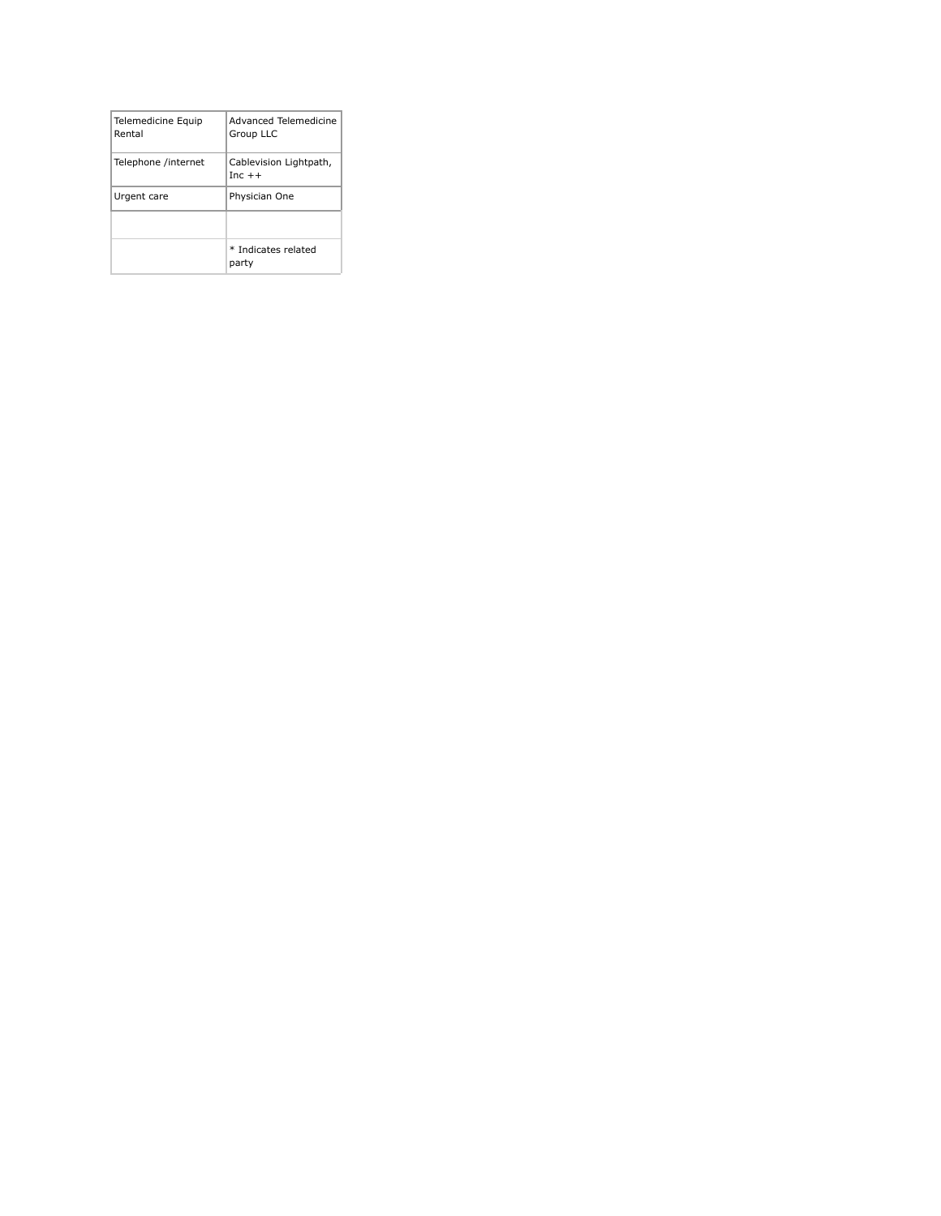| | |
|---|---|
| Telemedicine Equip Rental | Advanced Telemedicine Group LLC |
| Telephone /internet | Cablevision Lightpath, Inc ++ |
| Urgent care | Physician One |
| | |
| | * Indicates related party |